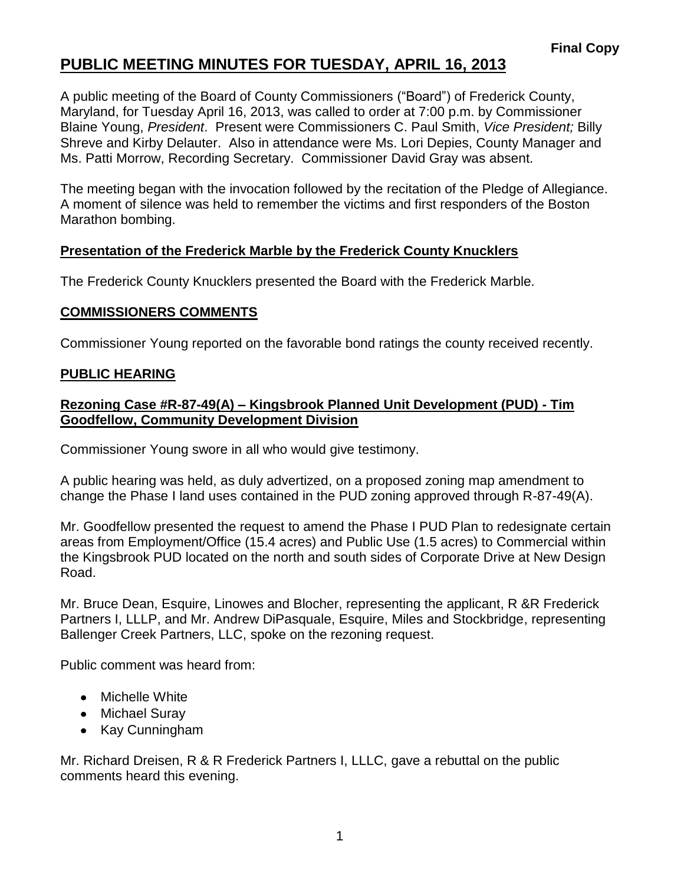**Final Copy**

# PUBLIC MEETING MINUTES FOR TUESDAY, APRIL 16, 2013

A public meeting of the Board of County Commissioners ("Board") of Frederick County, Maryland, for Tuesday April 16, 2013, was called to order at 7:00 p.m. by Commissioner Blaine Young, *President*. Present were Commissioners C. Paul Smith, *Vice President;* Billy Shreve and Kirby Delauter. Also in attendance were Ms. Lori Depies, County Manager and Ms. Patti Morrow, Recording Secretary. Commissioner David Gray was absent.

The meeting began with the invocation followed by the recitation of the Pledge of Allegiance. A moment of silence was held to remember the victims and first responders of the Boston Marathon bombing.

## Presentation of the Frederick Marble by the Frederick County Knucklers

The Frederick County Knucklers presented the Board with the Frederick Marble.

## COMMISSIONERS COMMENTS

Commissioner Young reported on the favorable bond ratings the county received recently.

## PUBLIC HEARING

### Rezoning Case #R-87-49(A) – Kingsbrook Planned Unit Development (PUD) - Tim Goodfellow, Community Development Division

Commissioner Young swore in all who would give testimony.

A public hearing was held, as duly advertized, on a proposed zoning map amendment to change the Phase I land uses contained in the PUD zoning approved through R-87-49(A).

Mr. Goodfellow presented the request to amend the Phase I PUD Plan to redesignate certain areas from Employment/Office (15.4 acres) and Public Use (1.5 acres) to Commercial within the Kingsbrook PUD located on the north and south sides of Corporate Drive at New Design Road.

Mr. Bruce Dean, Esquire, Linowes and Blocher, representing the applicant, R &R Frederick Partners I, LLLP, and Mr. Andrew DiPasquale, Esquire, Miles and Stockbridge, representing Ballenger Creek Partners, LLC, spoke on the rezoning request.

Public comment was heard from:

- Michelle White
- Michael Suray
- Kay Cunningham

Mr. Richard Dreisen, R & R Frederick Partners I, LLLC, gave a rebuttal on the public comments heard this evening.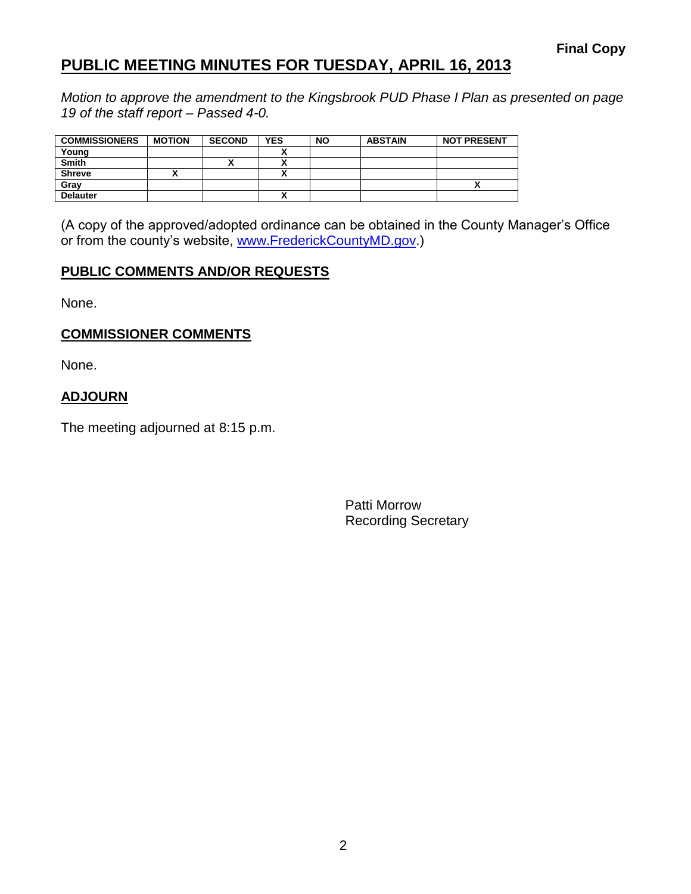**Final Copy**

# PUBLIC MEETING MINUTES FOR TUESDAY, APRIL 16, 2013

*Motion to approve the amendment to the Kingsbrook PUD Phase I Plan as presented on page 19 of the staff report – Passed 4-0.*

| COMMISSIONERS | MOTION | SECOND | YES | NO | ABSTAIN | NOT PRESENT |
|---|---|---|---|---|---|---|
| Young | | | X | | | |
| Smith | | X | X | | | |
| Shreve | X | | X | | | |
| Gray | | | | | | X |
| Delauter | | | X | | | |

(A copy of the approved/adopted ordinance can be obtained in the County Manager's Office or from the county's website, www.FrederickCountyMD.gov.)

## PUBLIC COMMENTS AND/OR REQUESTS

None.

## COMMISSIONER COMMENTS

None.

## ADJOURN

The meeting adjourned at 8:15 p.m.

Patti Morrow
Recording Secretary